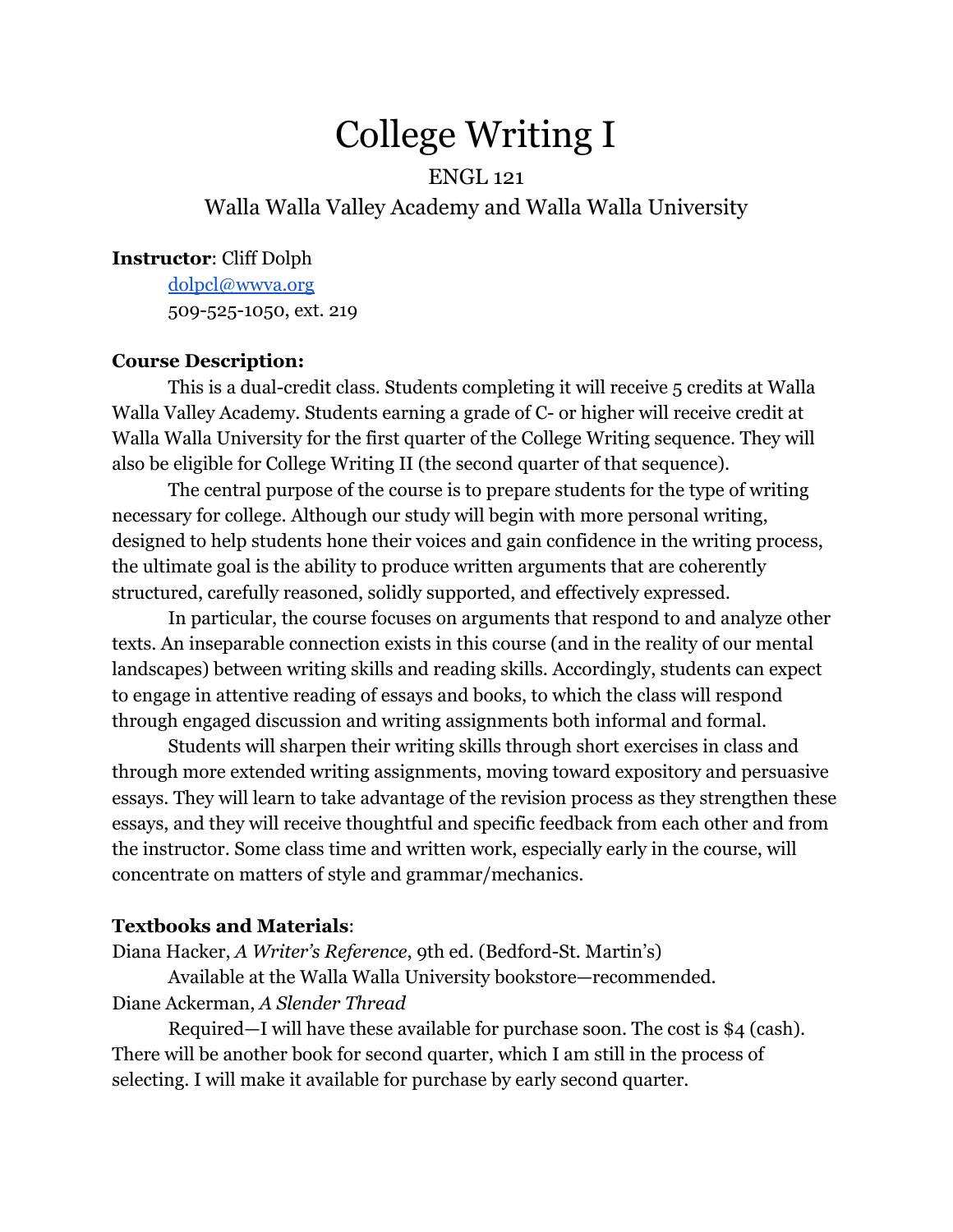# College Writing I

ENGL 121

Walla Walla Valley Academy and Walla Walla University

**Instructor**: Cliff Dolph

dolpcl@wwva.org

509-525-1050, ext. 219

**Course Description:**

This is a dual-credit class. Students completing it will receive 5 credits at Walla Walla Valley Academy. Students earning a grade of C- or higher will receive credit at Walla Walla University for the first quarter of the College Writing sequence. They will also be eligible for College Writing II (the second quarter of that sequence).

The central purpose of the course is to prepare students for the type of writing necessary for college. Although our study will begin with more personal writing, designed to help students hone their voices and gain confidence in the writing process, the ultimate goal is the ability to produce written arguments that are coherently structured, carefully reasoned, solidly supported, and effectively expressed.

In particular, the course focuses on arguments that respond to and analyze other texts. An inseparable connection exists in this course (and in the reality of our mental landscapes) between writing skills and reading skills. Accordingly, students can expect to engage in attentive reading of essays and books, to which the class will respond through engaged discussion and writing assignments both informal and formal.

Students will sharpen their writing skills through short exercises in class and through more extended writing assignments, moving toward expository and persuasive essays. They will learn to take advantage of the revision process as they strengthen these essays, and they will receive thoughtful and specific feedback from each other and from the instructor. Some class time and written work, especially early in the course, will concentrate on matters of style and grammar/mechanics.

**Textbooks and Materials**:

Diana Hacker, *A Writer's Reference*, 9th ed. (Bedford-St. Martin's)

Available at the Walla Walla University bookstore—recommended.

Diane Ackerman, *A Slender Thread*

Required—I will have these available for purchase soon. The cost is $4 (cash). There will be another book for second quarter, which I am still in the process of selecting. I will make it available for purchase by early second quarter.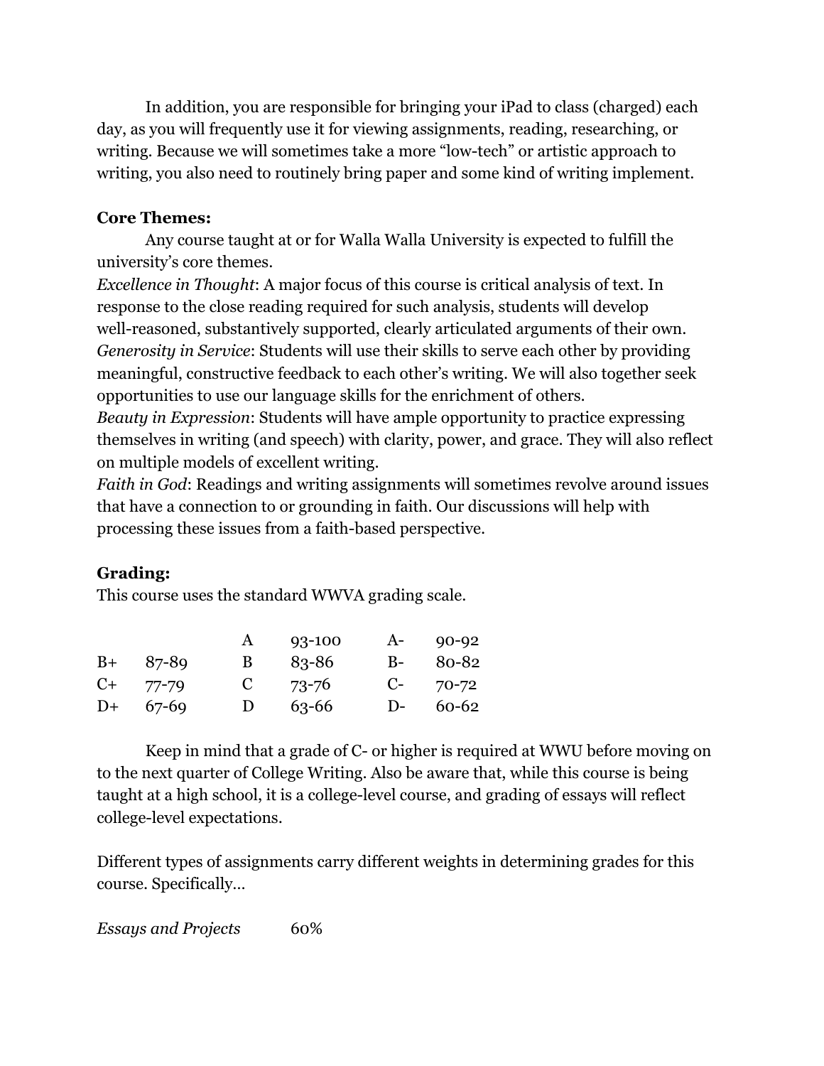In addition, you are responsible for bringing your iPad to class (charged) each day, as you will frequently use it for viewing assignments, reading, researching, or writing. Because we will sometimes take a more "low-tech" or artistic approach to writing, you also need to routinely bring paper and some kind of writing implement.

**Core Themes:**

Any course taught at or for Walla Walla University is expected to fulfill the university's core themes.

*Excellence in Thought*: A major focus of this course is critical analysis of text. In response to the close reading required for such analysis, students will develop well-reasoned, substantively supported, clearly articulated arguments of their own.

*Generosity in Service*: Students will use their skills to serve each other by providing meaningful, constructive feedback to each other's writing. We will also together seek opportunities to use our language skills for the enrichment of others.

*Beauty in Expression*: Students will have ample opportunity to practice expressing themselves in writing (and speech) with clarity, power, and grace. They will also reflect on multiple models of excellent writing.

*Faith in God*: Readings and writing assignments will sometimes revolve around issues that have a connection to or grounding in faith. Our discussions will help with processing these issues from a faith-based perspective.

**Grading:**

This course uses the standard WWVA grading scale.

| | | | | | |
|---|---|---|---|---|---|
| | | A | 93-100 | A- | 90-92 |
| B+ | 87-89 | B | 83-86 | B- | 80-82 |
| C+ | 77-79 | C | 73-76 | C- | 70-72 |
| D+ | 67-69 | D | 63-66 | D- | 60-62 |

Keep in mind that a grade of C- or higher is required at WWU before moving on to the next quarter of College Writing. Also be aware that, while this course is being taught at a high school, it is a college-level course, and grading of essays will reflect college-level expectations.

Different types of assignments carry different weights in determining grades for this course. Specifically…

*Essays and Projects* 60%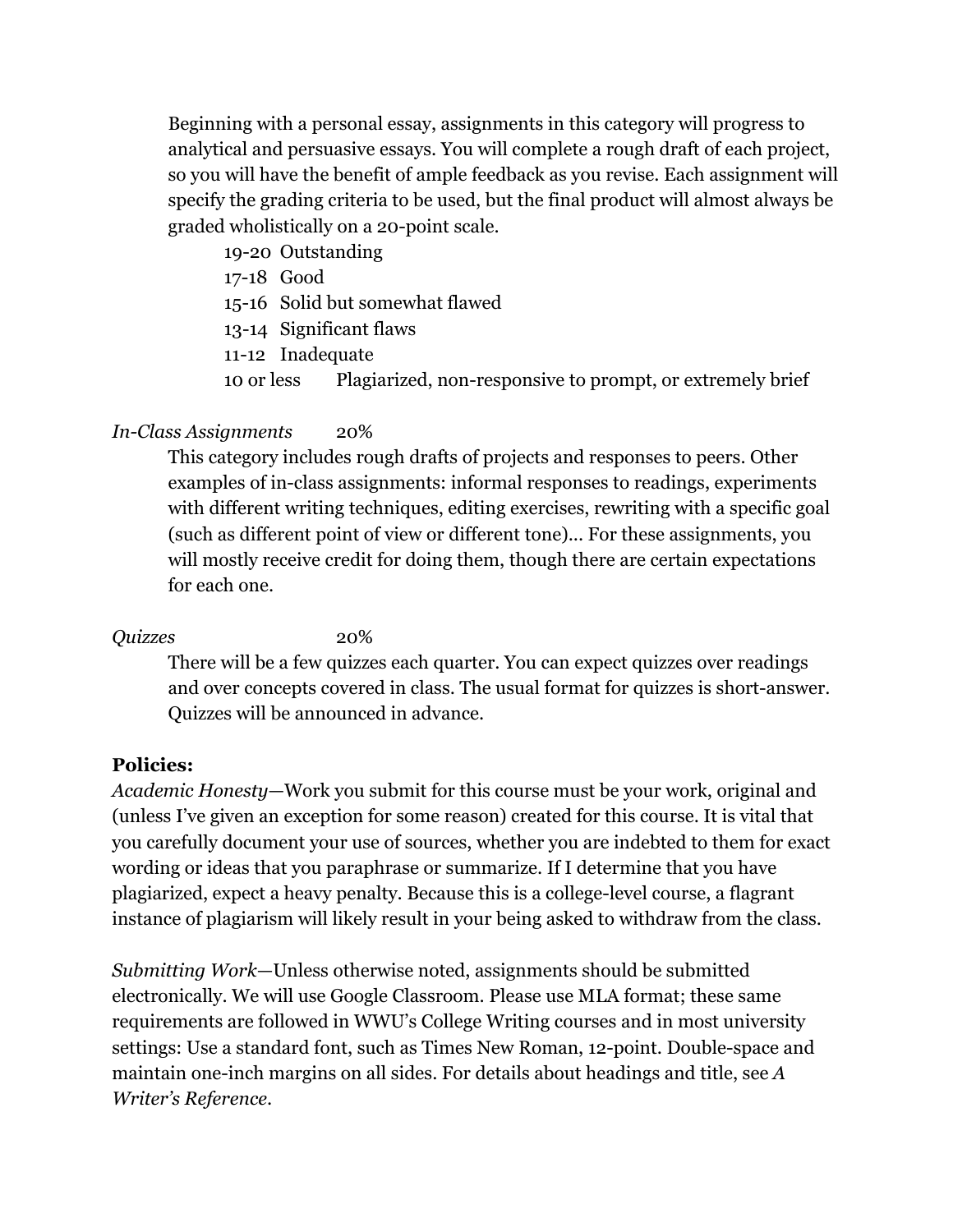Beginning with a personal essay, assignments in this category will progress to analytical and persuasive essays. You will complete a rough draft of each project, so you will have the benefit of ample feedback as you revise. Each assignment will specify the grading criteria to be used, but the final product will almost always be graded wholistically on a 20-point scale.

- 19-20 Outstanding
- 17-18 Good
- 15-16 Solid but somewhat flawed
- 13-14 Significant flaws
- 11-12 Inadequate
- 10 or less Plagiarized, non-responsive to prompt, or extremely brief

*In-Class Assignments* 20%

This category includes rough drafts of projects and responses to peers. Other examples of in-class assignments: informal responses to readings, experiments with different writing techniques, editing exercises, rewriting with a specific goal (such as different point of view or different tone)... For these assignments, you will mostly receive credit for doing them, though there are certain expectations for each one.

*Quizzes* 20%

There will be a few quizzes each quarter. You can expect quizzes over readings and over concepts covered in class. The usual format for quizzes is short-answer. Quizzes will be announced in advance.

**Policies:**

*Academic Honesty*—Work you submit for this course must be your work, original and (unless I've given an exception for some reason) created for this course. It is vital that you carefully document your use of sources, whether you are indebted to them for exact wording or ideas that you paraphrase or summarize. If I determine that you have plagiarized, expect a heavy penalty. Because this is a college-level course, a flagrant instance of plagiarism will likely result in your being asked to withdraw from the class.

*Submitting Work*—Unless otherwise noted, assignments should be submitted electronically. We will use Google Classroom. Please use MLA format; these same requirements are followed in WWU's College Writing courses and in most university settings: Use a standard font, such as Times New Roman, 12-point. Double-space and maintain one-inch margins on all sides. For details about headings and title, see *A Writer's Reference.*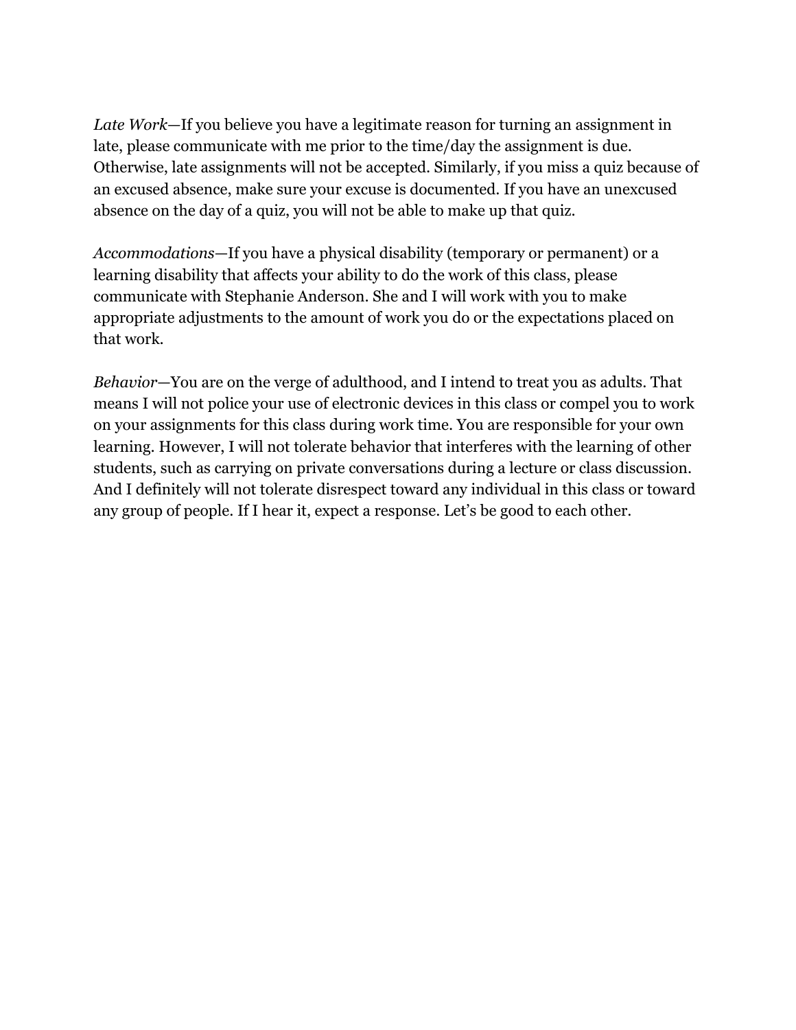*Late Work*—If you believe you have a legitimate reason for turning an assignment in late, please communicate with me prior to the time/day the assignment is due. Otherwise, late assignments will not be accepted. Similarly, if you miss a quiz because of an excused absence, make sure your excuse is documented. If you have an unexcused absence on the day of a quiz, you will not be able to make up that quiz.

*Accommodations*—If you have a physical disability (temporary or permanent) or a learning disability that affects your ability to do the work of this class, please communicate with Stephanie Anderson. She and I will work with you to make appropriate adjustments to the amount of work you do or the expectations placed on that work.

*Behavior*—You are on the verge of adulthood, and I intend to treat you as adults. That means I will not police your use of electronic devices in this class or compel you to work on your assignments for this class during work time. You are responsible for your own learning. However, I will not tolerate behavior that interferes with the learning of other students, such as carrying on private conversations during a lecture or class discussion. And I definitely will not tolerate disrespect toward any individual in this class or toward any group of people. If I hear it, expect a response. Let's be good to each other.